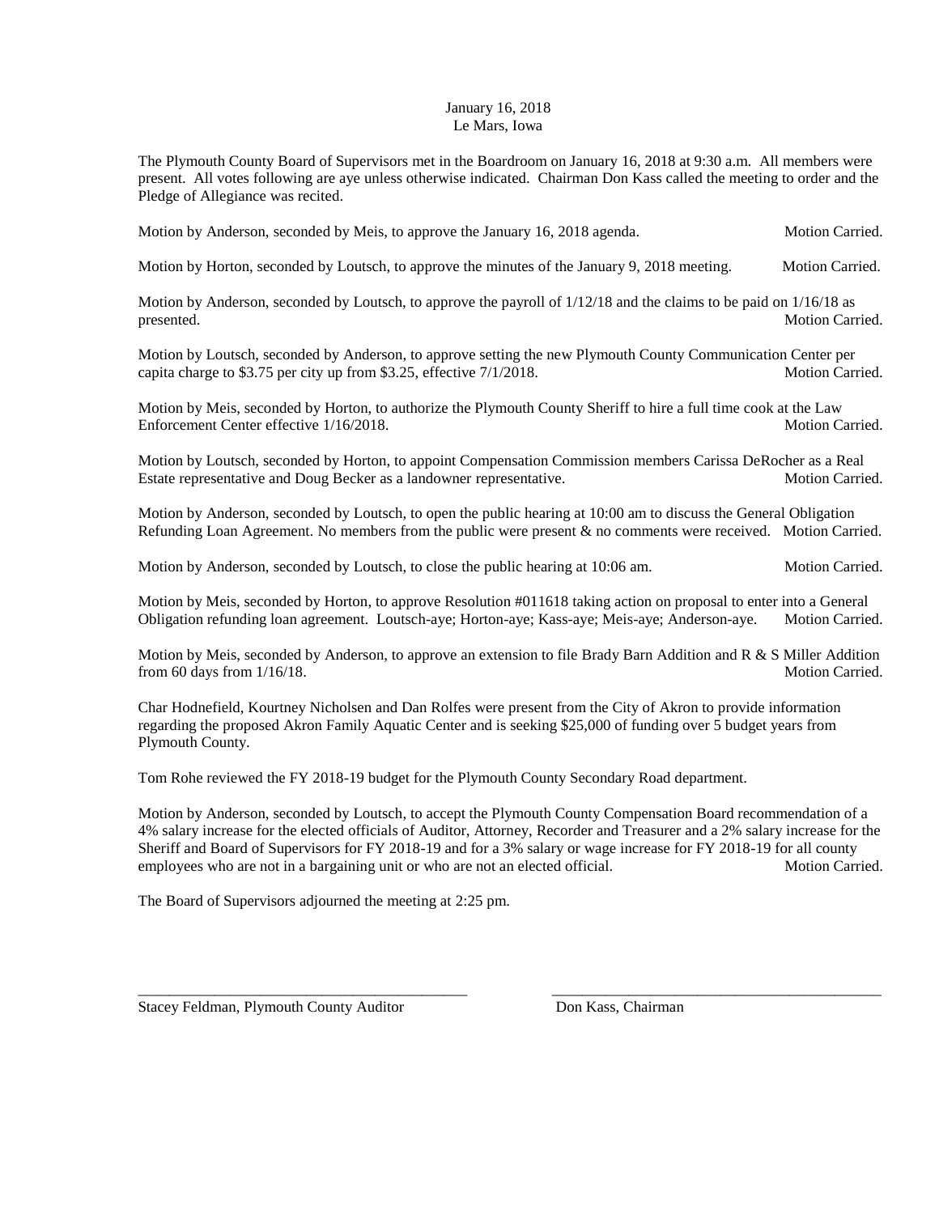January 16, 2018
Le Mars, Iowa

The Plymouth County Board of Supervisors met in the Boardroom on January 16, 2018 at 9:30 a.m. All members were present. All votes following are aye unless otherwise indicated. Chairman Don Kass called the meeting to order and the Pledge of Allegiance was recited.

Motion by Anderson, seconded by Meis, to approve the January 16, 2018 agenda. Motion Carried.

Motion by Horton, seconded by Loutsch, to approve the minutes of the January 9, 2018 meeting. Motion Carried.

Motion by Anderson, seconded by Loutsch, to approve the payroll of 1/12/18 and the claims to be paid on 1/16/18 as presented. Motion Carried.

Motion by Loutsch, seconded by Anderson, to approve setting the new Plymouth County Communication Center per capita charge to $3.75 per city up from $3.25, effective 7/1/2018. Motion Carried.

Motion by Meis, seconded by Horton, to authorize the Plymouth County Sheriff to hire a full time cook at the Law Enforcement Center effective 1/16/2018. Motion Carried.

Motion by Loutsch, seconded by Horton, to appoint Compensation Commission members Carissa DeRocher as a Real Estate representative and Doug Becker as a landowner representative. Motion Carried.

Motion by Anderson, seconded by Loutsch, to open the public hearing at 10:00 am to discuss the General Obligation Refunding Loan Agreement. No members from the public were present & no comments were received. Motion Carried.

Motion by Anderson, seconded by Loutsch, to close the public hearing at 10:06 am. Motion Carried.

Motion by Meis, seconded by Horton, to approve Resolution #011618 taking action on proposal to enter into a General Obligation refunding loan agreement. Loutsch-aye; Horton-aye; Kass-aye; Meis-aye; Anderson-aye. Motion Carried.

Motion by Meis, seconded by Anderson, to approve an extension to file Brady Barn Addition and R & S Miller Addition from 60 days from 1/16/18. Motion Carried.

Char Hodnefield, Kourtney Nicholsen and Dan Rolfes were present from the City of Akron to provide information regarding the proposed Akron Family Aquatic Center and is seeking $25,000 of funding over 5 budget years from Plymouth County.

Tom Rohe reviewed the FY 2018-19 budget for the Plymouth County Secondary Road department.

Motion by Anderson, seconded by Loutsch, to accept the Plymouth County Compensation Board recommendation of a 4% salary increase for the elected officials of Auditor, Attorney, Recorder and Treasurer and a 2% salary increase for the Sheriff and Board of Supervisors for FY 2018-19 and for a 3% salary or wage increase for FY 2018-19 for all county employees who are not in a bargaining unit or who are not an elected official. Motion Carried.

The Board of Supervisors adjourned the meeting at 2:25 pm.

\_\_\_\_\_\_\_\_\_\_\_\_\_\_\_\_\_\_\_\_\_\_\_\_\_\_\_\_\_\_\_\_\_\_\_\_\_\_\_\_ \_\_\_\_\_\_\_\_\_\_\_\_\_\_\_\_\_\_\_\_\_\_\_\_\_\_\_\_\_\_\_\_\_\_\_\_\_\_\_\_

Stacey Feldman, Plymouth County Auditor Don Kass, Chairman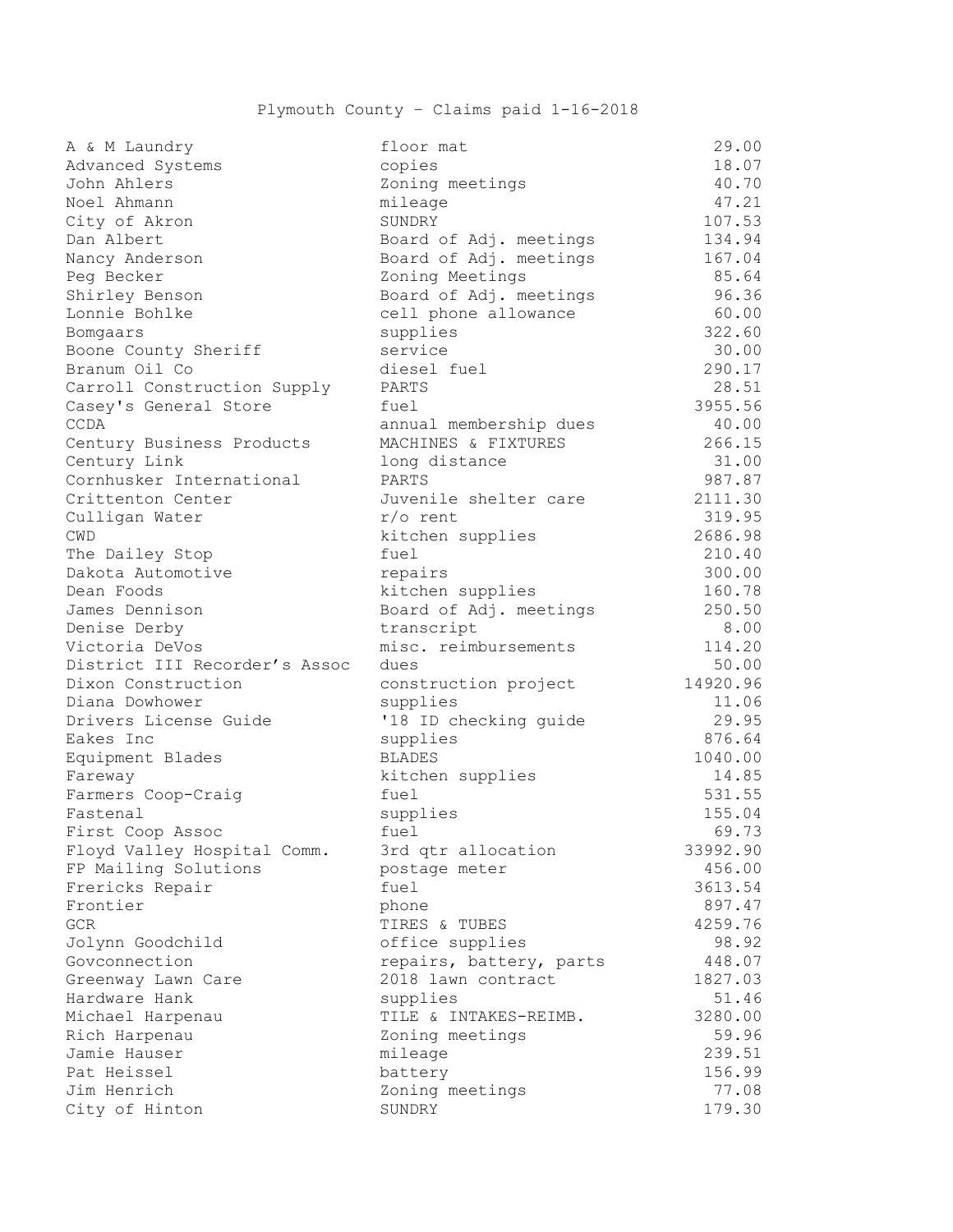Plymouth County – Claims paid 1-16-2018

| | | |
|---|---|---|
| A & M Laundry | floor mat | 29.00 |
| Advanced Systems | copies | 18.07 |
| John Ahlers | Zoning meetings | 40.70 |
| Noel Ahmann | mileage | 47.21 |
| City of Akron | SUNDRY | 107.53 |
| Dan Albert | Board of Adj. meetings | 134.94 |
| Nancy Anderson | Board of Adj. meetings | 167.04 |
| Peg Becker | Zoning Meetings | 85.64 |
| Shirley Benson | Board of Adj. meetings | 96.36 |
| Lonnie Bohlke | cell phone allowance | 60.00 |
| Bomgaars | supplies | 322.60 |
| Boone County Sheriff | service | 30.00 |
| Branum Oil Co | diesel fuel | 290.17 |
| Carroll Construction Supply | PARTS | 28.51 |
| Casey's General Store | fuel | 3955.56 |
| CCDA | annual membership dues | 40.00 |
| Century Business Products | MACHINES & FIXTURES | 266.15 |
| Century Link | long distance | 31.00 |
| Cornhusker International | PARTS | 987.87 |
| Crittenton Center | Juvenile shelter care | 2111.30 |
| Culligan Water | r/o rent | 319.95 |
| CWD | kitchen supplies | 2686.98 |
| The Dailey Stop | fuel | 210.40 |
| Dakota Automotive | repairs | 300.00 |
| Dean Foods | kitchen supplies | 160.78 |
| James Dennison | Board of Adj. meetings | 250.50 |
| Denise Derby | transcript | 8.00 |
| Victoria DeVos | misc. reimbursements | 114.20 |
| District III Recorder's Assoc | dues | 50.00 |
| Dixon Construction | construction project | 14920.96 |
| Diana Dowhower | supplies | 11.06 |
| Drivers License Guide | '18 ID checking guide | 29.95 |
| Eakes Inc | supplies | 876.64 |
| Equipment Blades | BLADES | 1040.00 |
| Fareway | kitchen supplies | 14.85 |
| Farmers Coop-Craig | fuel | 531.55 |
| Fastenal | supplies | 155.04 |
| First Coop Assoc | fuel | 69.73 |
| Floyd Valley Hospital Comm. | 3rd qtr allocation | 33992.90 |
| FP Mailing Solutions | postage meter | 456.00 |
| Frericks Repair | fuel | 3613.54 |
| Frontier | phone | 897.47 |
| GCR | TIRES & TUBES | 4259.76 |
| Jolynn Goodchild | office supplies | 98.92 |
| Govconnection | repairs, battery, parts | 448.07 |
| Greenway Lawn Care | 2018 lawn contract | 1827.03 |
| Hardware Hank | supplies | 51.46 |
| Michael Harpenau | TILE & INTAKES-REIMB. | 3280.00 |
| Rich Harpenau | Zoning meetings | 59.96 |
| Jamie Hauser | mileage | 239.51 |
| Pat Heissel | battery | 156.99 |
| Jim Henrich | Zoning meetings | 77.08 |
| City of Hinton | SUNDRY | 179.30 |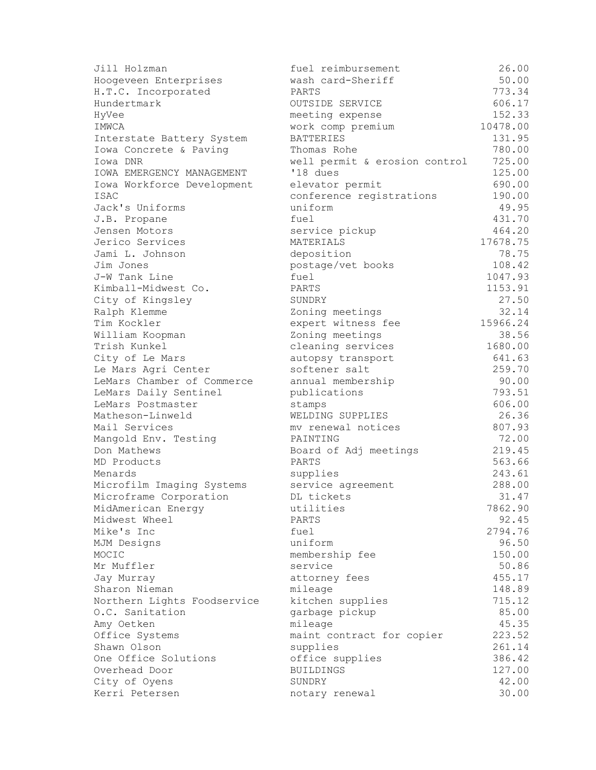| | | |
|---|---|---|
| Jill Holzman | fuel reimbursement | 26.00 |
| Hoogeveen Enterprises | wash card-Sheriff | 50.00 |
| H.T.C. Incorporated | PARTS | 773.34 |
| Hundertmark | OUTSIDE SERVICE | 606.17 |
| HyVee | meeting expense | 152.33 |
| IMWCA | work comp premium | 10478.00 |
| Interstate Battery System | BATTERIES | 131.95 |
| Iowa Concrete & Paving | Thomas Rohe | 780.00 |
| Iowa DNR | well permit & erosion control | 725.00 |
| IOWA EMERGENCY MANAGEMENT | '18 dues | 125.00 |
| Iowa Workforce Development | elevator permit | 690.00 |
| ISAC | conference registrations | 190.00 |
| Jack's Uniforms | uniform | 49.95 |
| J.B. Propane | fuel | 431.70 |
| Jensen Motors | service pickup | 464.20 |
| Jerico Services | MATERIALS | 17678.75 |
| Jami L. Johnson | deposition | 78.75 |
| Jim Jones | postage/vet books | 108.42 |
| J-W Tank Line | fuel | 1047.93 |
| Kimball-Midwest Co. | PARTS | 1153.91 |
| City of Kingsley | SUNDRY | 27.50 |
| Ralph Klemme | Zoning meetings | 32.14 |
| Tim Kockler | expert witness fee | 15966.24 |
| William Koopman | Zoning meetings | 38.56 |
| Trish Kunkel | cleaning services | 1680.00 |
| City of Le Mars | autopsy transport | 641.63 |
| Le Mars Agri Center | softener salt | 259.70 |
| LeMars Chamber of Commerce | annual membership | 90.00 |
| LeMars Daily Sentinel | publications | 793.51 |
| LeMars Postmaster | stamps | 606.00 |
| Matheson-Linweld | WELDING SUPPLIES | 26.36 |
| Mail Services | mv renewal notices | 807.93 |
| Mangold Env. Testing | PAINTING | 72.00 |
| Don Mathews | Board of Adj meetings | 219.45 |
| MD Products | PARTS | 563.66 |
| Menards | supplies | 243.61 |
| Microfilm Imaging Systems | service agreement | 288.00 |
| Microframe Corporation | DL tickets | 31.47 |
| MidAmerican Energy | utilities | 7862.90 |
| Midwest Wheel | PARTS | 92.45 |
| Mike's Inc | fuel | 2794.76 |
| MJM Designs | uniform | 96.50 |
| MOCIC | membership fee | 150.00 |
| Mr Muffler | service | 50.86 |
| Jay Murray | attorney fees | 455.17 |
| Sharon Nieman | mileage | 148.89 |
| Northern Lights Foodservice | kitchen supplies | 715.12 |
| O.C. Sanitation | garbage pickup | 85.00 |
| Amy Oetken | mileage | 45.35 |
| Office Systems | maint contract for copier | 223.52 |
| Shawn Olson | supplies | 261.14 |
| One Office Solutions | office supplies | 386.42 |
| Overhead Door | BUILDINGS | 127.00 |
| City of Oyens | SUNDRY | 42.00 |
| Kerri Petersen | notary renewal | 30.00 |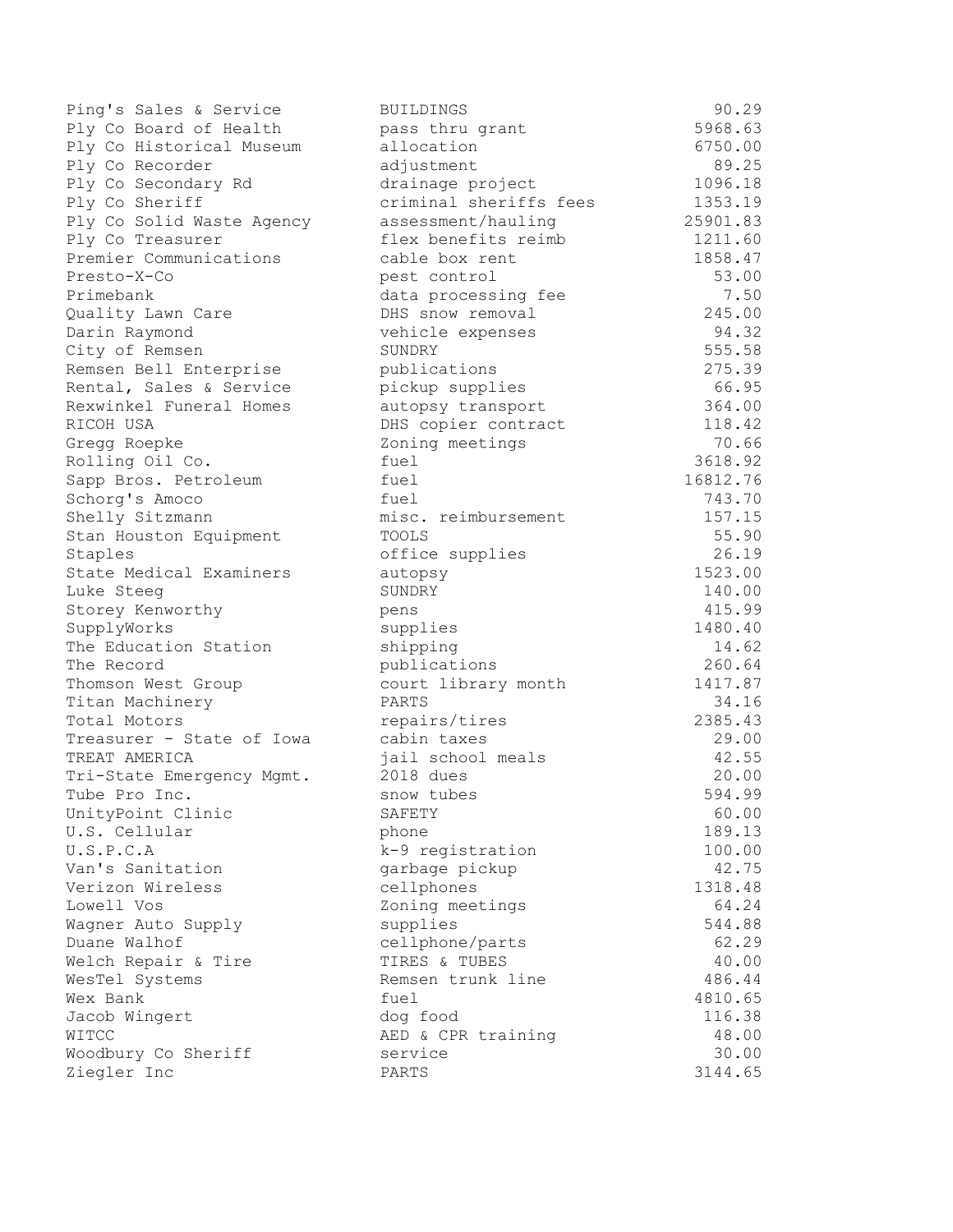| | | |
|---|---|---|
| Ping's Sales & Service | BUILDINGS | 90.29 |
| Ply Co Board of Health | pass thru grant | 5968.63 |
| Ply Co Historical Museum | allocation | 6750.00 |
| Ply Co Recorder | adjustment | 89.25 |
| Ply Co Secondary Rd | drainage project | 1096.18 |
| Ply Co Sheriff | criminal sheriffs fees | 1353.19 |
| Ply Co Solid Waste Agency | assessment/hauling | 25901.83 |
| Ply Co Treasurer | flex benefits reimb | 1211.60 |
| Premier Communications | cable box rent | 1858.47 |
| Presto-X-Co | pest control | 53.00 |
| Primebank | data processing fee | 7.50 |
| Quality Lawn Care | DHS snow removal | 245.00 |
| Darin Raymond | vehicle expenses | 94.32 |
| City of Remsen | SUNDRY | 555.58 |
| Remsen Bell Enterprise | publications | 275.39 |
| Rental, Sales & Service | pickup supplies | 66.95 |
| Rexwinkel Funeral Homes | autopsy transport | 364.00 |
| RICOH USA | DHS copier contract | 118.42 |
| Gregg Roepke | Zoning meetings | 70.66 |
| Rolling Oil Co. | fuel | 3618.92 |
| Sapp Bros. Petroleum | fuel | 16812.76 |
| Schorg's Amoco | fuel | 743.70 |
| Shelly Sitzmann | misc. reimbursement | 157.15 |
| Stan Houston Equipment | TOOLS | 55.90 |
| Staples | office supplies | 26.19 |
| State Medical Examiners | autopsy | 1523.00 |
| Luke Steeg | SUNDRY | 140.00 |
| Storey Kenworthy | pens | 415.99 |
| SupplyWorks | supplies | 1480.40 |
| The Education Station | shipping | 14.62 |
| The Record | publications | 260.64 |
| Thomson West Group | court library month | 1417.87 |
| Titan Machinery | PARTS | 34.16 |
| Total Motors | repairs/tires | 2385.43 |
| Treasurer - State of Iowa | cabin taxes | 29.00 |
| TREAT AMERICA | jail school meals | 42.55 |
| Tri-State Emergency Mgmt. | 2018 dues | 20.00 |
| Tube Pro Inc. | snow tubes | 594.99 |
| UnityPoint Clinic | SAFETY | 60.00 |
| U.S. Cellular | phone | 189.13 |
| U.S.P.C.A | k-9 registration | 100.00 |
| Van's Sanitation | garbage pickup | 42.75 |
| Verizon Wireless | cellphones | 1318.48 |
| Lowell Vos | Zoning meetings | 64.24 |
| Wagner Auto Supply | supplies | 544.88 |
| Duane Walhof | cellphone/parts | 62.29 |
| Welch Repair & Tire | TIRES & TUBES | 40.00 |
| WesTel Systems | Remsen trunk line | 486.44 |
| Wex Bank | fuel | 4810.65 |
| Jacob Wingert | dog food | 116.38 |
| WITCC | AED & CPR training | 48.00 |
| Woodbury Co Sheriff | service | 30.00 |
| Ziegler Inc | PARTS | 3144.65 |